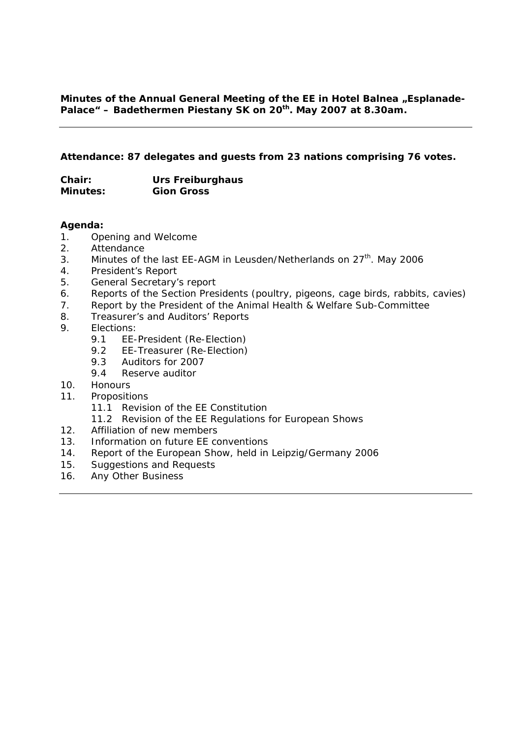**Minutes of the Annual General Meeting of the EE in Hotel Balnea „Esplanade-Palace" – Badethermen Piestany SK on 20th. May 2007 at 8.30am.**

---

**Attendance: 87 delegates and guests from 23 nations comprising 76 votes.**

**Chair:** **Urs Freiburghaus**
**Minutes:** **Gion Gross**

**Agenda:**

1. Opening and Welcome
2. Attendance
3. Minutes of the last EE-AGM in Leusden/Netherlands on 27th. May 2006
4. President's Report
5. General Secretary's report
6. Reports of the Section Presidents (poultry, pigeons, cage birds, rabbits, cavies)
7. Report by the President of the Animal Health & Welfare Sub-Committee
8. Treasurer's and Auditors' Reports
9. Elections:
   - 9.1 EE-President (Re-Election)
   - 9.2 EE-Treasurer (Re-Election)
   - 9.3 Auditors for 2007
   - 9.4 Reserve auditor
10. Honours
11. Propositions
    - 11.1 Revision of the EE Constitution
    - 11.2 Revision of the EE Regulations for European Shows
12. Affiliation of new members
13. Information on future EE conventions
14. Report of the European Show, held in Leipzig/Germany 2006
15. Suggestions and Requests
16. Any Other Business

---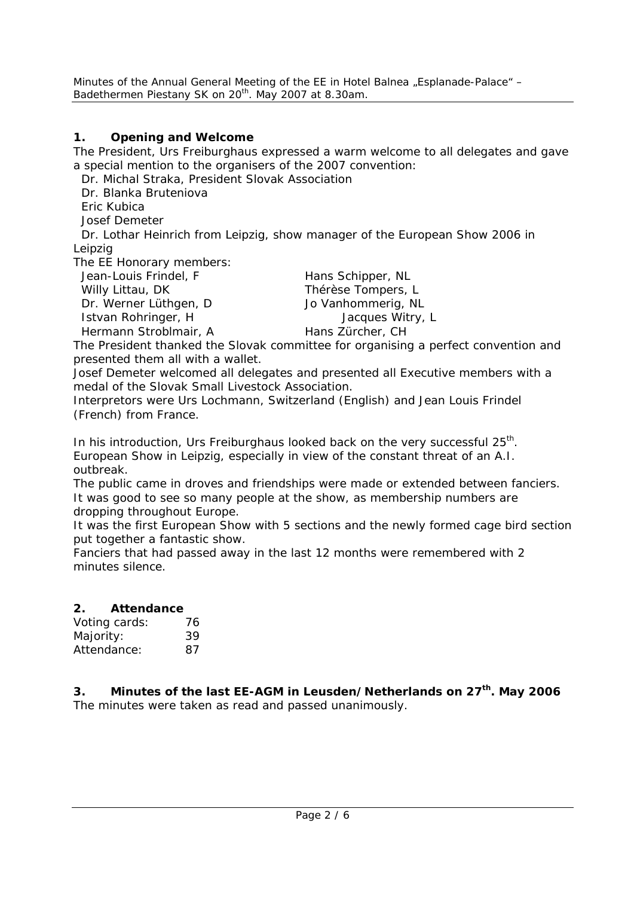Minutes of the Annual General Meeting of the EE in Hotel Balnea „Esplanade-Palace" – Badethermen Piestany SK on 20th. May 2007 at 8.30am.

## 1. Opening and Welcome

The President, Urs Freiburghaus expressed a warm welcome to all delegates and gave a special mention to the organisers of the 2007 convention:

Dr. Michal Straka, President Slovak Association
Dr. Blanka Bruteniova
Eric Kubica
Josef Demeter
Dr. Lothar Heinrich from Leipzig, show manager of the European Show 2006 in Leipzig

The EE Honorary members:

| | |
|---|---|
| Jean-Louis Frindel, F | Hans Schipper, NL |
| Willy Littau, DK | Thérèse Tompers, L |
| Dr. Werner Lüthgen, D | Jo Vanhommerig, NL |
| Istvan Rohringer, H | Jacques Witry, L |
| Hermann Stroblmair, A | Hans Zürcher, CH |

The President thanked the Slovak committee for organising a perfect convention and presented them all with a wallet.

Josef Demeter welcomed all delegates and presented all Executive members with a medal of the Slovak Small Livestock Association.

Interpretors were Urs Lochmann, Switzerland (English) and Jean Louis Frindel (French) from France.

In his introduction, Urs Freiburghaus looked back on the very successful 25th. European Show in Leipzig, especially in view of the constant threat of an A.I. outbreak.

The public came in droves and friendships were made or extended between fanciers.

It was good to see so many people at the show, as membership numbers are dropping throughout Europe.

It was the first European Show with 5 sections and the newly formed cage bird section put together a fantastic show.

Fanciers that had passed away in the last 12 months were remembered with 2 minutes silence.

## 2. Attendance

| | |
|---|---|
| Voting cards: | 76 |
| Majority: | 39 |
| Attendance: | 87 |

## 3. Minutes of the last EE-AGM in Leusden/Netherlands on 27th. May 2006

The minutes were taken as read and passed unanimously.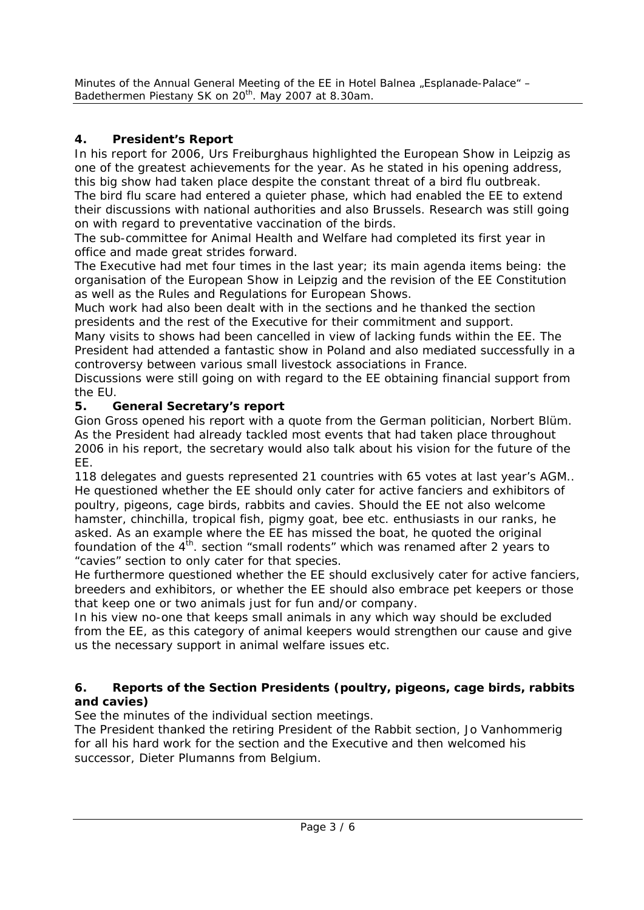Minutes of the Annual General Meeting of the EE in Hotel Balnea „Esplanade-Palace" – Badethermen Piestany SK on 20th. May 2007 at 8.30am.

## 4. President's Report

In his report for 2006, Urs Freiburghaus highlighted the European Show in Leipzig as one of the greatest achievements for the year. As he stated in his opening address, this big show had taken place despite the constant threat of a bird flu outbreak. The bird flu scare had entered a quieter phase, which had enabled the EE to extend their discussions with national authorities and also Brussels. Research was still going on with regard to preventative vaccination of the birds.

The sub-committee for Animal Health and Welfare had completed its first year in office and made great strides forward.

The Executive had met four times in the last year; its main agenda items being: the organisation of the European Show in Leipzig and the revision of the EE Constitution as well as the Rules and Regulations for European Shows.

Much work had also been dealt with in the sections and he thanked the section presidents and the rest of the Executive for their commitment and support.

Many visits to shows had been cancelled in view of lacking funds within the EE. The President had attended a fantastic show in Poland and also mediated successfully in a controversy between various small livestock associations in France.

Discussions were still going on with regard to the EE obtaining financial support from the EU.

## 5. General Secretary's report

Gion Gross opened his report with a quote from the German politician, Norbert Blüm. As the President had already tackled most events that had taken place throughout 2006 in his report, the secretary would also talk about his vision for the future of the EE.

118 delegates and guests represented 21 countries with 65 votes at last year's AGM.. He questioned whether the EE should only cater for active fanciers and exhibitors of poultry, pigeons, cage birds, rabbits and cavies. Should the EE not also welcome hamster, chinchilla, tropical fish, pigmy goat, bee etc. enthusiasts in our ranks, he asked. As an example where the EE has missed the boat, he quoted the original foundation of the 4th. section "small rodents" which was renamed after 2 years to "cavies" section to only cater for that species.

He furthermore questioned whether the EE should exclusively cater for active fanciers, breeders and exhibitors, or whether the EE should also embrace pet keepers or those that keep one or two animals just for fun and/or company.

In his view no-one that keeps small animals in any which way should be excluded from the EE, as this category of animal keepers would strengthen our cause and give us the necessary support in animal welfare issues etc.

## 6. Reports of the Section Presidents (poultry, pigeons, cage birds, rabbits and cavies)

See the minutes of the individual section meetings.

The President thanked the retiring President of the Rabbit section, Jo Vanhommerig for all his hard work for the section and the Executive and then welcomed his successor, Dieter Plumanns from Belgium.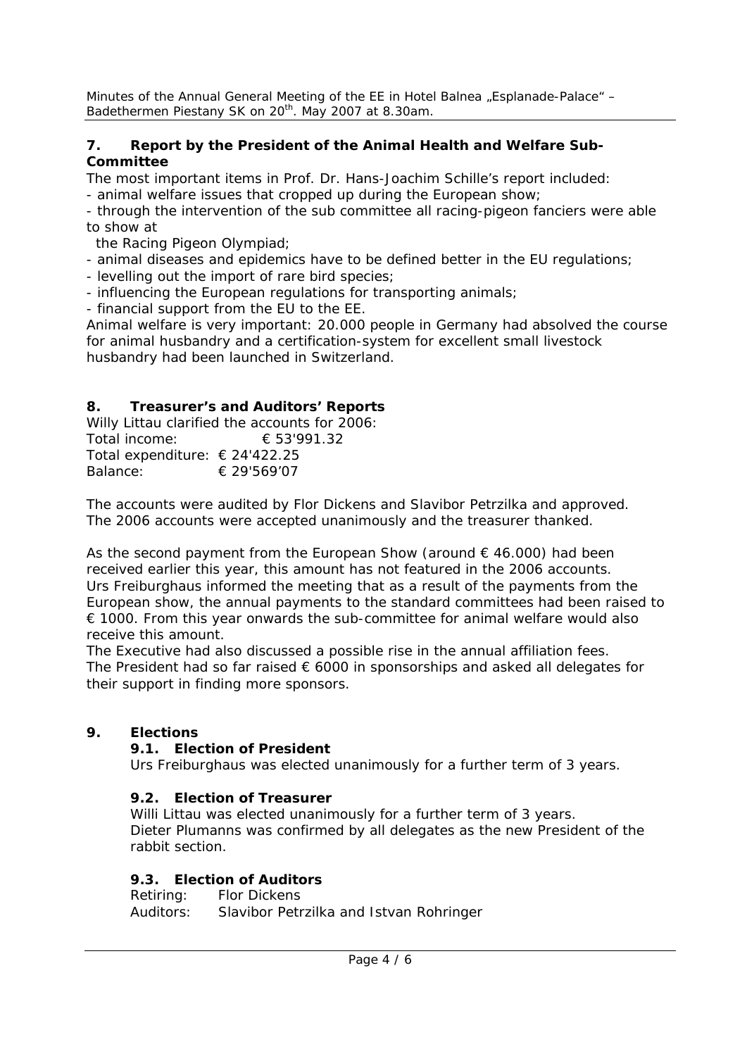## 7. Report by the President of the Animal Health and Welfare Sub-Committee

The most important items in Prof. Dr. Hans-Joachim Schille's report included:

- animal welfare issues that cropped up during the European show;
- through the intervention of the sub committee all racing-pigeon fanciers were able to show at
  the Racing Pigeon Olympiad;
- animal diseases and epidemics have to be defined better in the EU regulations;
- levelling out the import of rare bird species;
- influencing the European regulations for transporting animals;
- financial support from the EU to the EE.

Animal welfare is very important: 20.000 people in Germany had absolved the course for animal husbandry and a certification-system for excellent small livestock husbandry had been launched in Switzerland.

## 8. Treasurer's and Auditors' Reports

Willy Littau clarified the accounts for 2006:

Total income: € 53'991.32
Total expenditure: € 24'422.25
Balance: € 29'569'07

The accounts were audited by Flor Dickens and Slavibor Petrzilka and approved. The 2006 accounts were accepted unanimously and the treasurer thanked.

As the second payment from the European Show (around € 46.000) had been received earlier this year, this amount has not featured in the 2006 accounts. Urs Freiburghaus informed the meeting that as a result of the payments from the European show, the annual payments to the standard committees had been raised to € 1000. From this year onwards the sub-committee for animal welfare would also receive this amount.

The Executive had also discussed a possible rise in the annual affiliation fees. The President had so far raised € 6000 in sponsorships and asked all delegates for their support in finding more sponsors.

## 9. Elections

### 9.1. Election of President

Urs Freiburghaus was elected unanimously for a further term of 3 years.

### 9.2. Election of Treasurer

Willi Littau was elected unanimously for a further term of 3 years.
Dieter Plumanns was confirmed by all delegates as the new President of the rabbit section.

### 9.3. Election of Auditors

Retiring: Flor Dickens
Auditors: Slavibor Petrzilka and Istvan Rohringer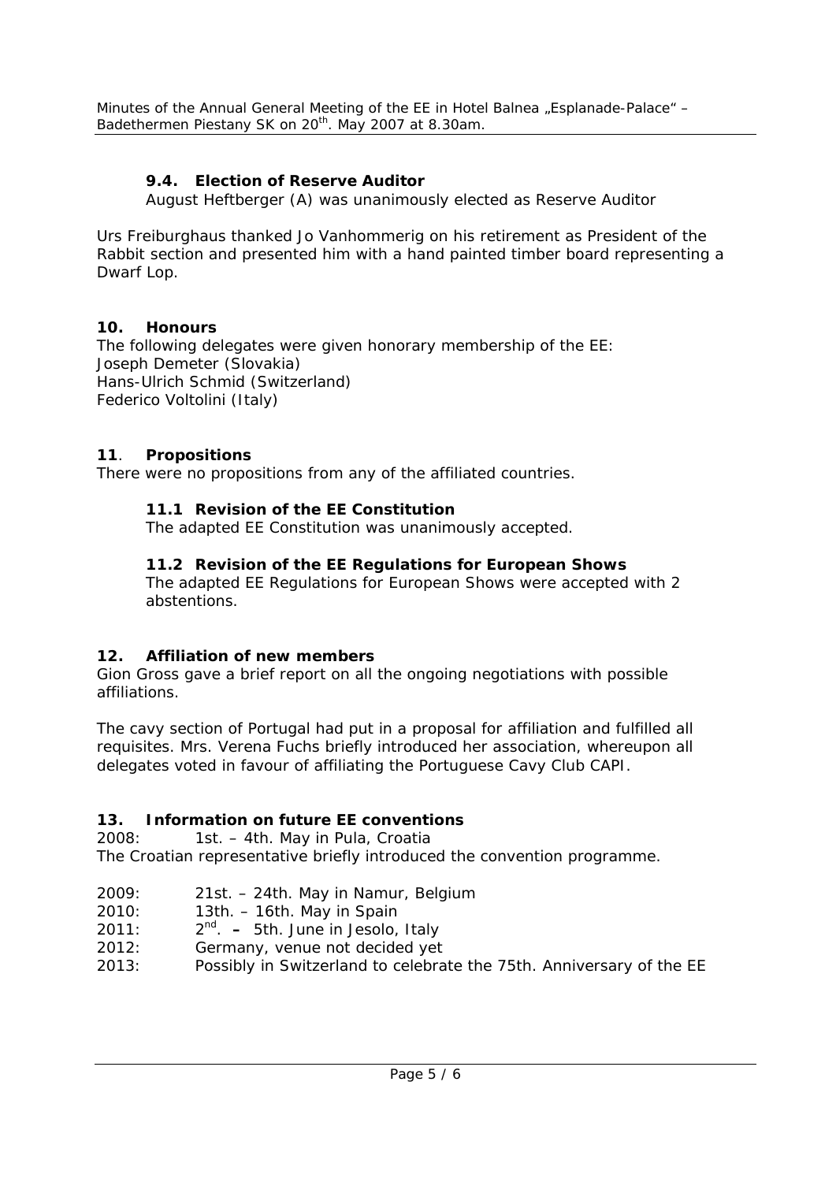### 9.4. Election of Reserve Auditor

August Heftberger (A) was unanimously elected as Reserve Auditor

Urs Freiburghaus thanked Jo Vanhommerig on his retirement as President of the Rabbit section and presented him with a hand painted timber board representing a Dwarf Lop.

## 10. Honours

The following delegates were given honorary membership of the EE:
Joseph Demeter (Slovakia)
Hans-Ulrich Schmid (Switzerland)
Federico Voltolini (Italy)

## 11. Propositions

There were no propositions from any of the affiliated countries.

### 11.1 Revision of the EE Constitution

The adapted EE Constitution was unanimously accepted.

### 11.2 Revision of the EE Regulations for European Shows

The adapted EE Regulations for European Shows were accepted with 2 abstentions.

## 12. Affiliation of new members

Gion Gross gave a brief report on all the ongoing negotiations with possible affiliations.

The cavy section of Portugal had put in a proposal for affiliation and fulfilled all requisites. Mrs. Verena Fuchs briefly introduced her association, whereupon all delegates voted in favour of affiliating the Portuguese Cavy Club CAPI.

## 13. Information on future EE conventions

2008: 1st. – 4th. May in Pula, Croatia
The Croatian representative briefly introduced the convention programme.

2009: 21st. – 24th. May in Namur, Belgium
2010: 13th. – 16th. May in Spain
2011: 2nd. – 5th. June in Jesolo, Italy
2012: Germany, venue not decided yet
2013: Possibly in Switzerland to celebrate the 75th. Anniversary of the EE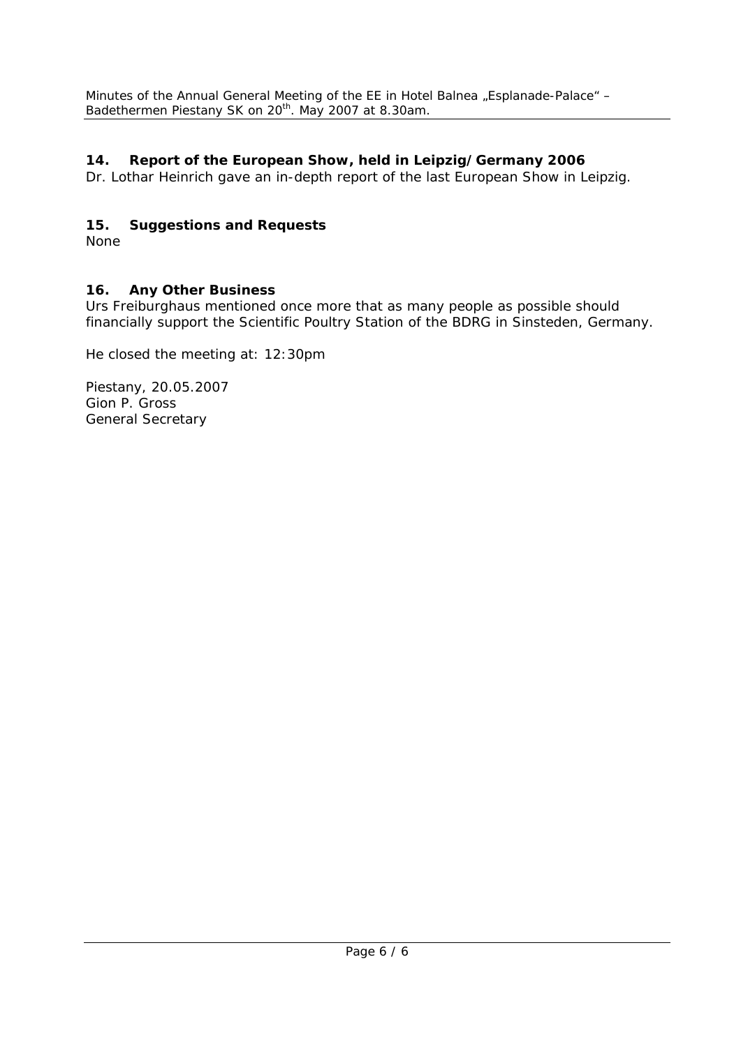## 14. Report of the European Show, held in Leipzig/Germany 2006

Dr. Lothar Heinrich gave an in-depth report of the last European Show in Leipzig.

## 15. Suggestions and Requests

None

## 16. Any Other Business

Urs Freiburghaus mentioned once more that as many people as possible should financially support the Scientific Poultry Station of the BDRG in Sinsteden, Germany.

He closed the meeting at: 12:30pm

Piestany, 20.05.2007
Gion P. Gross
General Secretary